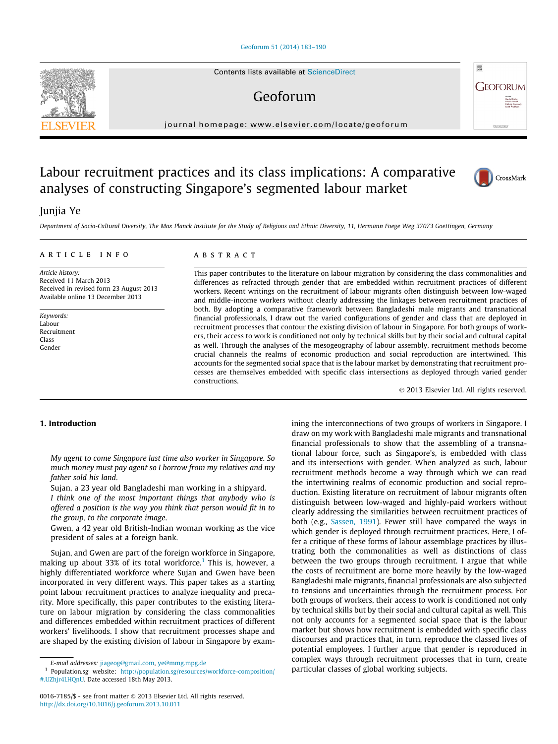# Labour recruitment practices and its class implications: A comparative analyses of constructing Singapore's segmented labour market

Junjia Ye

*Department of Socio-Cultural Diversity, The Max Planck Institute for the Study of Religious and Ethnic Diversity, 11, Hermann Foege Weg 37073 Goettingen, Germany*

## ARTICLE INFO

*Article history:*
Received 11 March 2013
Received in revised form 23 August 2013
Available online 13 December 2013

*Keywords:*
Labour
Recruitment
Class
Gender

## ABSTRACT

This paper contributes to the literature on labour migration by considering the class commonalities and differences as refracted through gender that are embedded within recruitment practices of different workers. Recent writings on the recruitment of labour migrants often distinguish between low-waged and middle-income workers without clearly addressing the linkages between recruitment practices of both. By adopting a comparative framework between Bangladeshi male migrants and transnational financial professionals, I draw out the varied configurations of gender and class that are deployed in recruitment processes that contour the existing division of labour in Singapore. For both groups of workers, their access to work is conditioned not only by technical skills but by their social and cultural capital as well. Through the analyses of the mesogeography of labour assembly, recruitment methods become crucial channels the realms of economic production and social reproduction are intertwined. This accounts for the segmented social space that is the labour market by demonstrating that recruitment processes are themselves embedded with specific class intersections as deployed through varied gender constructions.

© 2013 Elsevier Ltd. All rights reserved.

## 1. Introduction

*My agent to come Singapore last time also worker in Singapore. So much money must pay agent so I borrow from my relatives and my father sold his land.*

Sujan, a 23 year old Bangladeshi man working in a shipyard.

*I think one of the most important things that anybody who is offered a position is the way you think that person would fit in to the group, to the corporate image.*

Gwen, a 42 year old British-Indian woman working as the vice president of sales at a foreign bank.

Sujan, and Gwen are part of the foreign workforce in Singapore, making up about 33% of its total workforce.[1] This is, however, a highly differentiated workforce where Sujan and Gwen have been incorporated in very different ways. This paper takes as a starting point labour recruitment practices to analyze inequality and precarity. More specifically, this paper contributes to the existing literature on labour migration by considering the class commonalities and differences embedded within recruitment practices of different workers' livelihoods. I show that recruitment processes shape and are shaped by the existing division of labour in Singapore by examining the interconnections of two groups of workers in Singapore. I draw on my work with Bangladeshi male migrants and transnational financial professionals to show that the assembling of a transnational labour force, such as Singapore's, is embedded with class and its intersections with gender. When analyzed as such, labour recruitment methods become a way through which we can read the intertwining realms of economic production and social reproduction. Existing literature on recruitment of labour migrants often distinguish between low-waged and highly-paid workers without clearly addressing the similarities between recruitment practices of both (e.g., Sassen, 1991). Fewer still have compared the ways in which gender is deployed through recruitment practices. Here, I offer a critique of these forms of labour assemblage practices by illustrating both the commonalities as well as distinctions of class between the two groups through recruitment. I argue that while the costs of recruitment are borne more heavily by the low-waged Bangladeshi male migrants, financial professionals are also subjected to tensions and uncertainties through the recruitment process. For both groups of workers, their access to work is conditioned not only by technical skills but by their social and cultural capital as well. This not only accounts for a segmented social space that is the labour market but shows how recruitment is embedded with specific class discourses and practices that, in turn, reproduce the classed lives of potential employees. I further argue that gender is reproduced in complex ways through recruitment processes that in turn, create particular classes of global working subjects.

E-mail addresses: jiageog@gmail.com, ye@mmg.mpg.de

[1] Population.sg website: http://population.sg/resources/workforce-composition/#.UZhjr4LHQnU. Date accessed 18th May 2013.

0016-7185/$ - see front matter © 2013 Elsevier Ltd. All rights reserved.
http://dx.doi.org/10.1016/j.geoforum.2013.10.011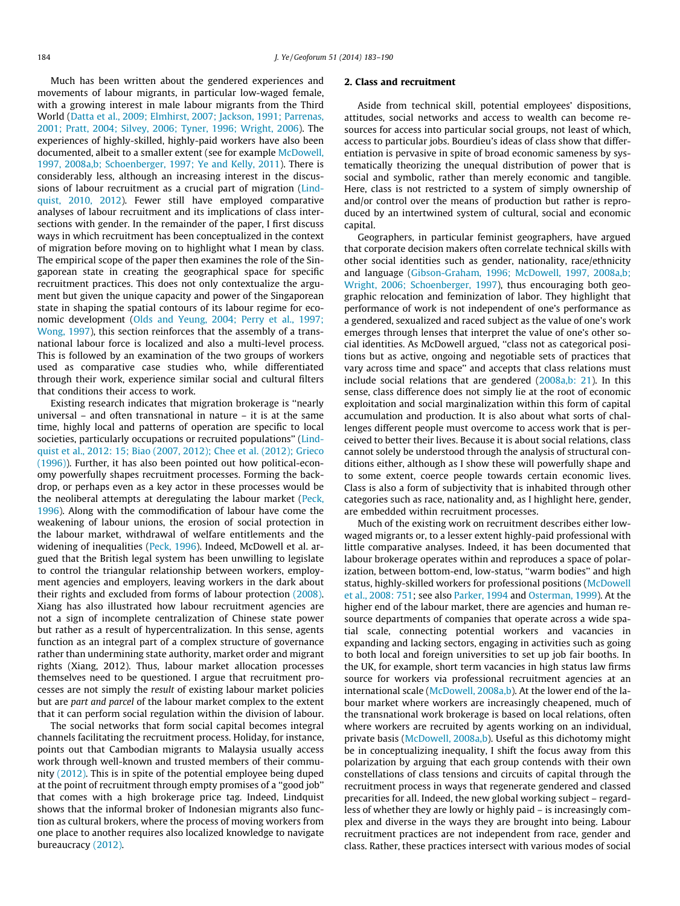Much has been written about the gendered experiences and movements of labour migrants, in particular low-waged female, with a growing interest in male labour migrants from the Third World (Datta et al., 2009; Elmhirst, 2007; Jackson, 1991; Parrenas, 2001; Pratt, 2004; Silvey, 2006; Tyner, 1996; Wright, 2006). The experiences of highly-skilled, highly-paid workers have also been documented, albeit to a smaller extent (see for example McDowell, 1997, 2008a,b; Schoenberger, 1997; Ye and Kelly, 2011). There is considerably less, although an increasing interest in the discussions of labour recruitment as a crucial part of migration (Lindquist, 2010, 2012). Fewer still have employed comparative analyses of labour recruitment and its implications of class intersections with gender. In the remainder of the paper, I first discuss ways in which recruitment has been conceptualized in the context of migration before moving on to highlight what I mean by class. The empirical scope of the paper then examines the role of the Singaporean state in creating the geographical space for specific recruitment practices. This does not only contextualize the argument but given the unique capacity and power of the Singaporean state in shaping the spatial contours of its labour regime for economic development (Olds and Yeung, 2004; Perry et al., 1997; Wong, 1997), this section reinforces that the assembly of a transnational labour force is localized and also a multi-level process. This is followed by an examination of the two groups of workers used as comparative case studies who, while differentiated through their work, experience similar social and cultural filters that conditions their access to work.

Existing research indicates that migration brokerage is ''nearly universal – and often transnational in nature – it is at the same time, highly local and patterns of operation are specific to local societies, particularly occupations or recruited populations'' (Lindquist et al., 2012: 15; Biao (2007, 2012); Chee et al. (2012); Grieco (1996)). Further, it has also been pointed out how political-economy powerfully shapes recruitment processes. Forming the backdrop, or perhaps even as a key actor in these processes would be the neoliberal attempts at deregulating the labour market (Peck, 1996). Along with the commodification of labour have come the weakening of labour unions, the erosion of social protection in the labour market, withdrawal of welfare entitlements and the widening of inequalities (Peck, 1996). Indeed, McDowell et al. argued that the British legal system has been unwilling to legislate to control the triangular relationship between workers, employment agencies and employers, leaving workers in the dark about their rights and excluded from forms of labour protection (2008). Xiang has also illustrated how labour recruitment agencies are not a sign of incomplete centralization of Chinese state power but rather as a result of hypercentralization. In this sense, agents function as an integral part of a complex structure of governance rather than undermining state authority, market order and migrant rights (Xiang, 2012). Thus, labour market allocation processes themselves need to be questioned. I argue that recruitment processes are not simply the *result* of existing labour market policies but are *part and parcel* of the labour market complex to the extent that it can perform social regulation within the division of labour.

The social networks that form social capital becomes integral channels facilitating the recruitment process. Holiday, for instance, points out that Cambodian migrants to Malaysia usually access work through well-known and trusted members of their community (2012). This is in spite of the potential employee being duped at the point of recruitment through empty promises of a ''good job'' that comes with a high brokerage price tag. Indeed, Lindquist shows that the informal broker of Indonesian migrants also function as cultural brokers, where the process of moving workers from one place to another requires also localized knowledge to navigate bureaucracy (2012).

## 2. Class and recruitment

Aside from technical skill, potential employees' dispositions, attitudes, social networks and access to wealth can become resources for access into particular social groups, not least of which, access to particular jobs. Bourdieu's ideas of class show that differentiation is pervasive in spite of broad economic sameness by systematically theorizing the unequal distribution of power that is social and symbolic, rather than merely economic and tangible. Here, class is not restricted to a system of simply ownership of and/or control over the means of production but rather is reproduced by an intertwined system of cultural, social and economic capital.

Geographers, in particular feminist geographers, have argued that corporate decision makers often correlate technical skills with other social identities such as gender, nationality, race/ethnicity and language (Gibson-Graham, 1996; McDowell, 1997, 2008a,b; Wright, 2006; Schoenberger, 1997), thus encouraging both geographic relocation and feminization of labor. They highlight that performance of work is not independent of one's performance as a gendered, sexualized and raced subject as the value of one's work emerges through lenses that interpret the value of one's other social identities. As McDowell argued, ''class not as categorical positions but as active, ongoing and negotiable sets of practices that vary across time and space'' and accepts that class relations must include social relations that are gendered (2008a,b: 21). In this sense, class difference does not simply lie at the root of economic exploitation and social marginalization within this form of capital accumulation and production. It is also about what sorts of challenges different people must overcome to access work that is perceived to better their lives. Because it is about social relations, class cannot solely be understood through the analysis of structural conditions either, although as I show these will powerfully shape and to some extent, coerce people towards certain economic lives. Class is also a form of subjectivity that is inhabited through other categories such as race, nationality and, as I highlight here, gender, are embedded within recruitment processes.

Much of the existing work on recruitment describes either low-waged migrants or, to a lesser extent highly-paid professional with little comparative analyses. Indeed, it has been documented that labour brokerage operates within and reproduces a space of polarization, between bottom-end, low-status, ''warm bodies'' and high status, highly-skilled workers for professional positions (McDowell et al., 2008: 751; see also Parker, 1994 and Osterman, 1999). At the higher end of the labour market, there are agencies and human resource departments of companies that operate across a wide spatial scale, connecting potential workers and vacancies in expanding and lacking sectors, engaging in activities such as going to both local and foreign universities to set up job fair booths. In the UK, for example, short term vacancies in high status law firms source for workers via professional recruitment agencies at an international scale (McDowell, 2008a,b). At the lower end of the labour market where workers are increasingly cheapened, much of the transnational work brokerage is based on local relations, often where workers are recruited by agents working on an individual, private basis (McDowell, 2008a,b). Useful as this dichotomy might be in conceptualizing inequality, I shift the focus away from this polarization by arguing that each group contends with their own constellations of class tensions and circuits of capital through the recruitment process in ways that regenerate gendered and classed precarities for all. Indeed, the new global working subject – regardless of whether they are lowly or highly paid – is increasingly complex and diverse in the ways they are brought into being. Labour recruitment practices are not independent from race, gender and class. Rather, these practices intersect with various modes of social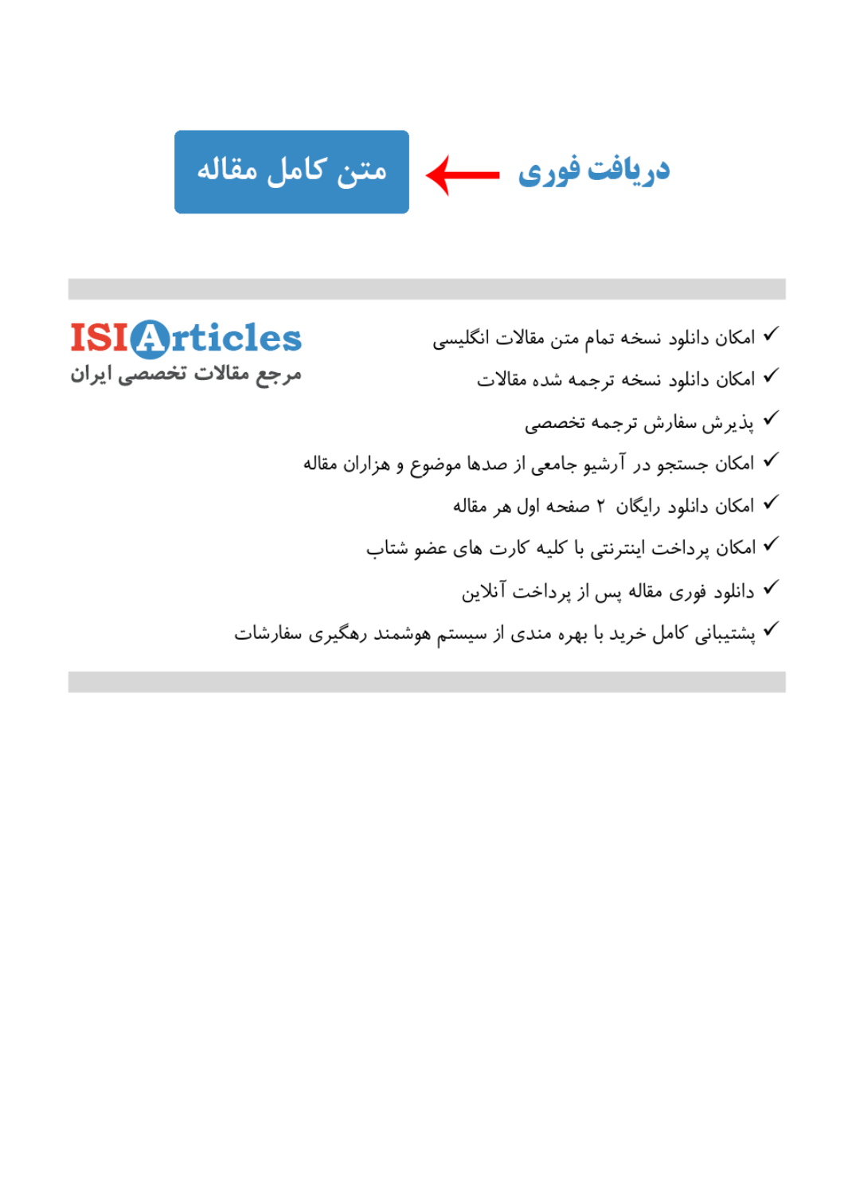دریافت فوری ← متن کامل مقاله

**ISIArticles**
مرجع مقالات تخصصی ایران

- ✓ امکان دانلود نسخه تمام متن مقالات انگلیسی
- ✓ امکان دانلود نسخه ترجمه شده مقالات
- ✓ پذیرش سفارش ترجمه تخصصی
- ✓ امکان جستجو در آرشیو جامعی از صدها موضوع و هزاران مقاله
- ✓ امکان دانلود رایگان ۲ صفحه اول هر مقاله
- ✓ امکان پرداخت اینترنتی با کلیه کارت های عضو شتاب
- ✓ دانلود فوری مقاله پس از پرداخت آنلاین
- ✓ پشتیبانی کامل خرید با بهره مندی از سیستم هوشمند رهگیری سفارشات